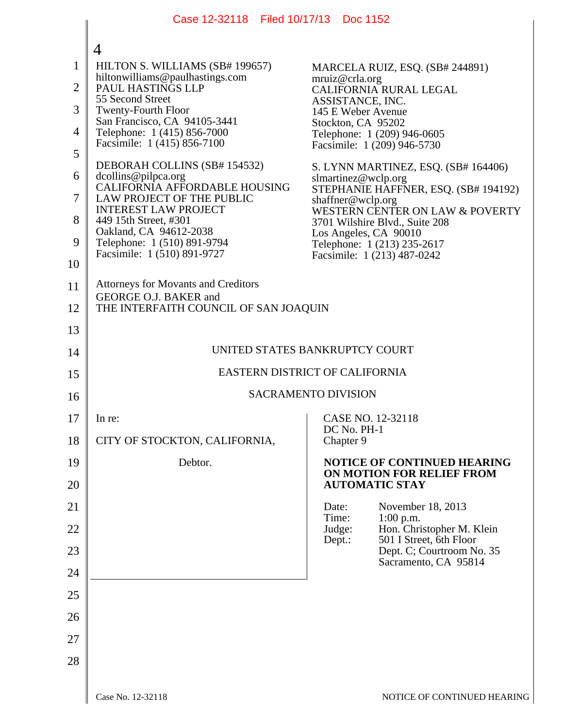HILTON S. WILLIAMS (SB# 199657)
hiltonwilliams@paulhastings.com
PAUL HASTINGS LLP
55 Second Street
Twenty-Fourth Floor
San Francisco, CA 94105-3441
Telephone: 1 (415) 856-7000
Facsimile: 1 (415) 856-7100

DEBORAH COLLINS (SB# 154532)
dcollins@pilpca.org
CALIFORNIA AFFORDABLE HOUSING
LAW PROJECT OF THE PUBLIC
INTEREST LAW PROJECT
449 15th Street, #301
Oakland, CA 94612-2038
Telephone: 1 (510) 891-9794
Facsimile: 1 (510) 891-9727

MARCELA RUIZ, ESQ. (SB# 244891)
mruiz@crla.org
CALIFORNIA RURAL LEGAL
ASSISTANCE, INC.
145 E Weber Avenue
Stockton, CA 95202
Telephone: 1 (209) 946-0605
Facsimile: 1 (209) 946-5730

S. LYNN MARTINEZ, ESQ. (SB# 164406)
slmartinez@wclp.org
STEPHANIE HAFFNER, ESQ. (SB# 194192)
shaffner@wclp.org
WESTERN CENTER ON LAW & POVERTY
3701 Wilshire Blvd., Suite 208
Los Angeles, CA 90010
Telephone: 1 (213) 235-2617
Facsimile: 1 (213) 487-0242

Attorneys for Movants and Creditors
GEORGE O.J. BAKER and
THE INTERFAITH COUNCIL OF SAN JOAQUIN

UNITED STATES BANKRUPTCY COURT

EASTERN DISTRICT OF CALIFORNIA

SACRAMENTO DIVISION

In re:

CITY OF STOCKTON, CALIFORNIA,

Debtor.

CASE NO. 12-32118
DC No. PH-1
Chapter 9

**NOTICE OF CONTINUED HEARING ON MOTION FOR RELIEF FROM AUTOMATIC STAY**

Date: November 18, 2013
Time: 1:00 p.m.
Judge: Hon. Christopher M. Klein
Dept.: 501 I Street, 6th Floor
Dept. C; Courtroom No. 35
Sacramento, CA 95814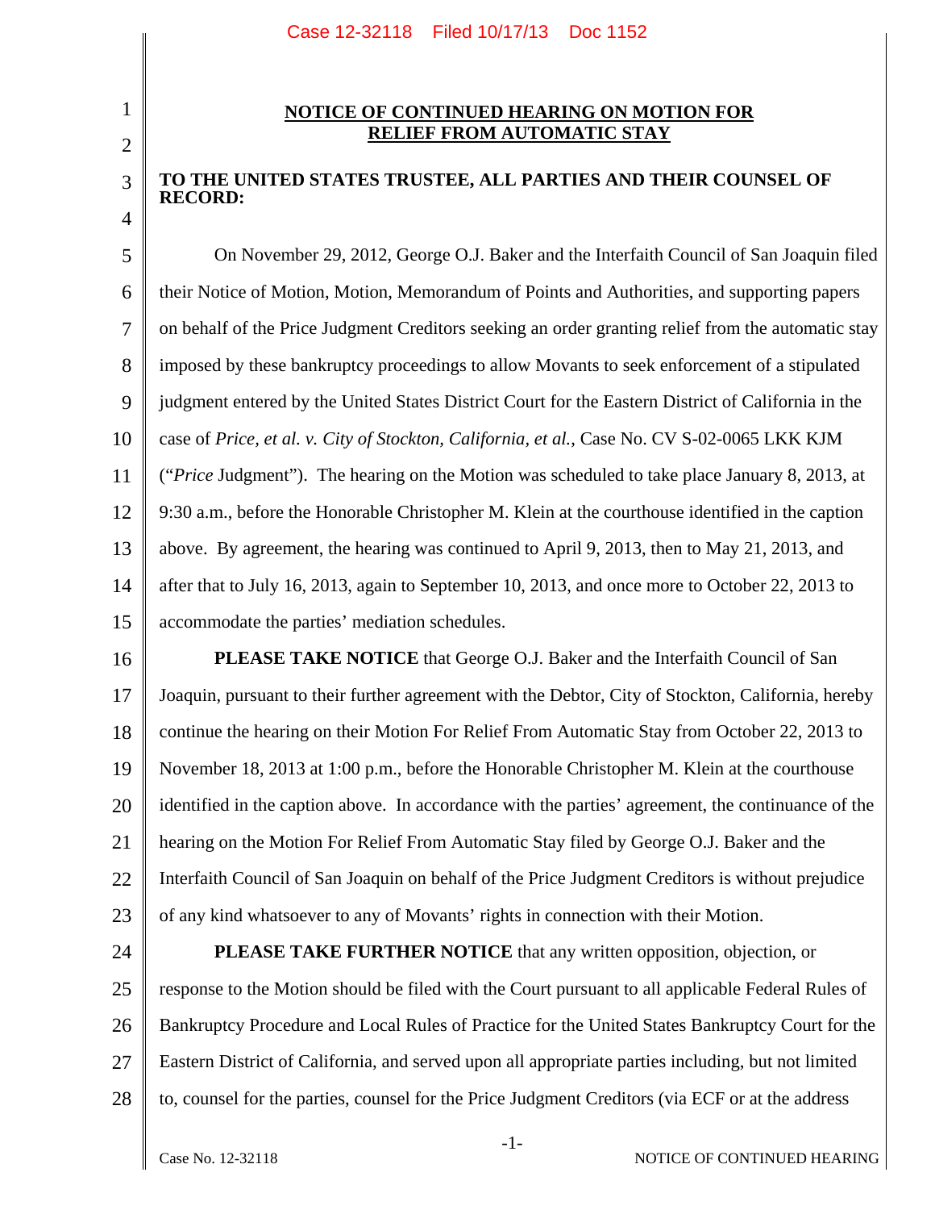## NOTICE OF CONTINUED HEARING ON MOTION FOR RELIEF FROM AUTOMATIC STAY

**TO THE UNITED STATES TRUSTEE, ALL PARTIES AND THEIR COUNSEL OF RECORD:**

On November 29, 2012, George O.J. Baker and the Interfaith Council of San Joaquin filed their Notice of Motion, Motion, Memorandum of Points and Authorities, and supporting papers on behalf of the Price Judgment Creditors seeking an order granting relief from the automatic stay imposed by these bankruptcy proceedings to allow Movants to seek enforcement of a stipulated judgment entered by the United States District Court for the Eastern District of California in the case of *Price, et al. v. City of Stockton, California, et al.*, Case No. CV S-02-0065 LKK KJM ("*Price* Judgment"). The hearing on the Motion was scheduled to take place January 8, 2013, at 9:30 a.m., before the Honorable Christopher M. Klein at the courthouse identified in the caption above. By agreement, the hearing was continued to April 9, 2013, then to May 21, 2013, and after that to July 16, 2013, again to September 10, 2013, and once more to October 22, 2013 to accommodate the parties' mediation schedules.

**PLEASE TAKE NOTICE** that George O.J. Baker and the Interfaith Council of San Joaquin, pursuant to their further agreement with the Debtor, City of Stockton, California, hereby continue the hearing on their Motion For Relief From Automatic Stay from October 22, 2013 to November 18, 2013 at 1:00 p.m., before the Honorable Christopher M. Klein at the courthouse identified in the caption above. In accordance with the parties' agreement, the continuance of the hearing on the Motion For Relief From Automatic Stay filed by George O.J. Baker and the Interfaith Council of San Joaquin on behalf of the Price Judgment Creditors is without prejudice of any kind whatsoever to any of Movants' rights in connection with their Motion.

**PLEASE TAKE FURTHER NOTICE** that any written opposition, objection, or response to the Motion should be filed with the Court pursuant to all applicable Federal Rules of Bankruptcy Procedure and Local Rules of Practice for the United States Bankruptcy Court for the Eastern District of California, and served upon all appropriate parties including, but not limited to, counsel for the parties, counsel for the Price Judgment Creditors (via ECF or at the address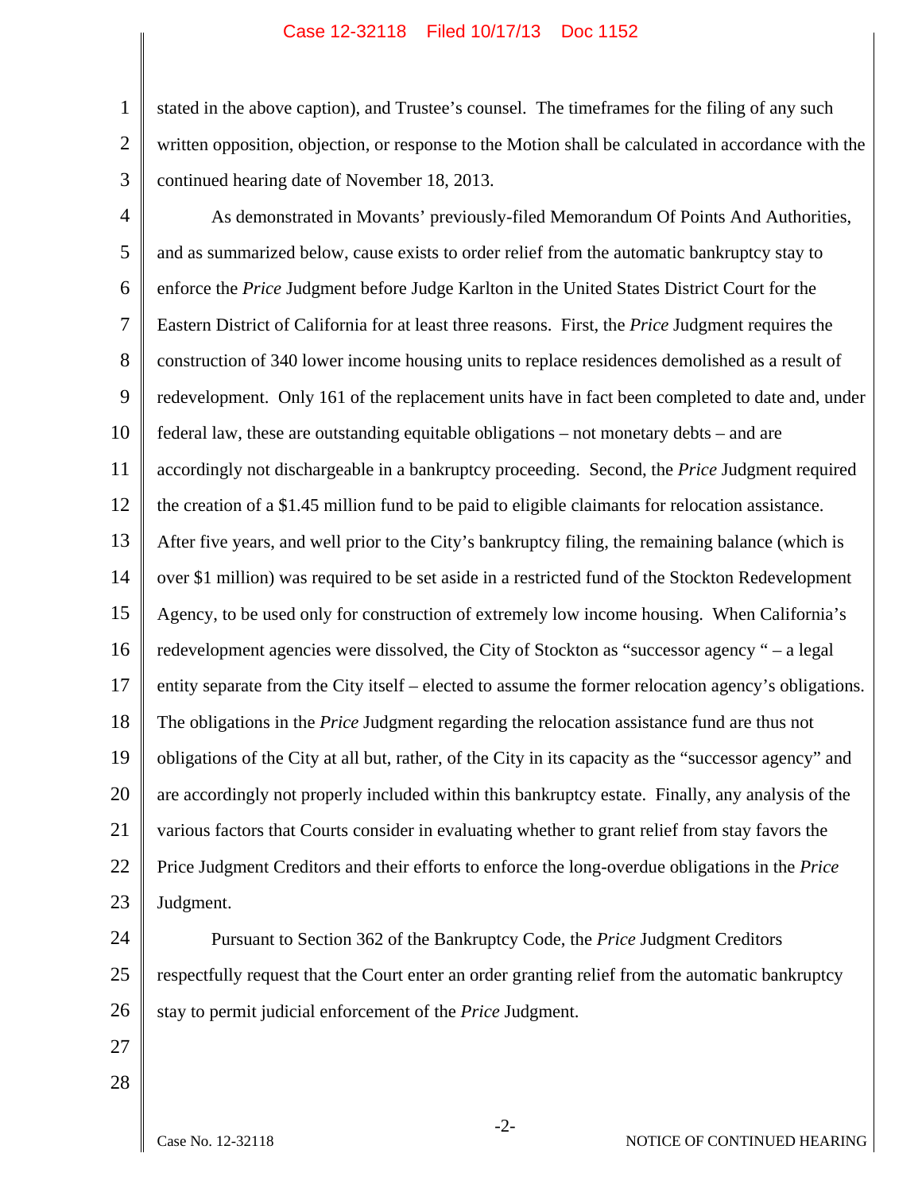stated in the above caption), and Trustee's counsel. The timeframes for the filing of any such written opposition, objection, or response to the Motion shall be calculated in accordance with the continued hearing date of November 18, 2013.

As demonstrated in Movants' previously-filed Memorandum Of Points And Authorities, and as summarized below, cause exists to order relief from the automatic bankruptcy stay to enforce the *Price* Judgment before Judge Karlton in the United States District Court for the Eastern District of California for at least three reasons. First, the *Price* Judgment requires the construction of 340 lower income housing units to replace residences demolished as a result of redevelopment. Only 161 of the replacement units have in fact been completed to date and, under federal law, these are outstanding equitable obligations – not monetary debts – and are accordingly not dischargeable in a bankruptcy proceeding. Second, the *Price* Judgment required the creation of a $1.45 million fund to be paid to eligible claimants for relocation assistance. After five years, and well prior to the City's bankruptcy filing, the remaining balance (which is over $1 million) was required to be set aside in a restricted fund of the Stockton Redevelopment Agency, to be used only for construction of extremely low income housing. When California's redevelopment agencies were dissolved, the City of Stockton as "successor agency " – a legal entity separate from the City itself – elected to assume the former relocation agency's obligations. The obligations in the *Price* Judgment regarding the relocation assistance fund are thus not obligations of the City at all but, rather, of the City in its capacity as the "successor agency" and are accordingly not properly included within this bankruptcy estate. Finally, any analysis of the various factors that Courts consider in evaluating whether to grant relief from stay favors the Price Judgment Creditors and their efforts to enforce the long-overdue obligations in the *Price* Judgment.

Pursuant to Section 362 of the Bankruptcy Code, the *Price* Judgment Creditors respectfully request that the Court enter an order granting relief from the automatic bankruptcy stay to permit judicial enforcement of the *Price* Judgment.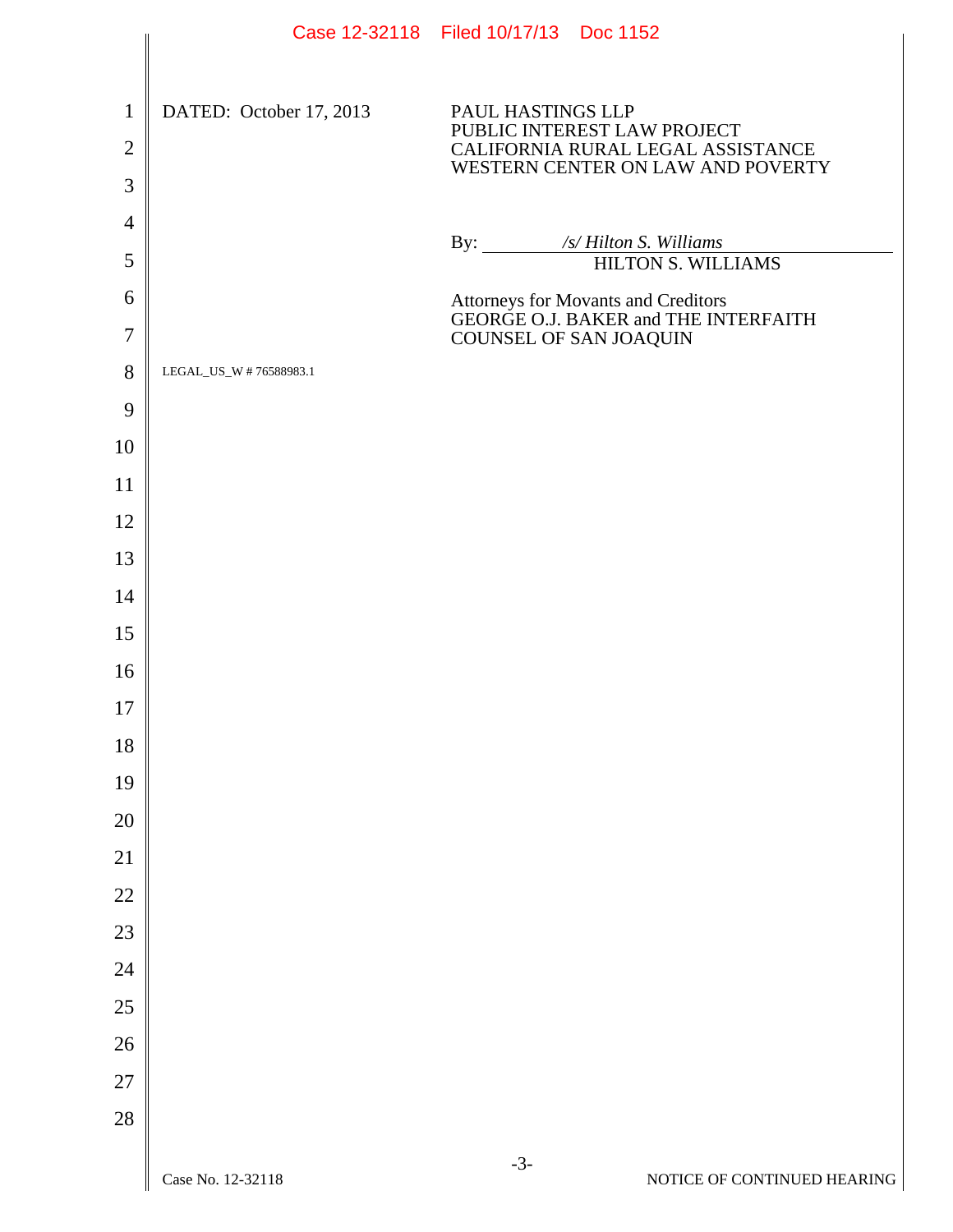DATED: October 17, 2013

PAUL HASTINGS LLP
PUBLIC INTEREST LAW PROJECT
CALIFORNIA RURAL LEGAL ASSISTANCE
WESTERN CENTER ON LAW AND POVERTY

By: *_/s/ Hilton S. Williams_*
HILTON S. WILLIAMS

Attorneys for Movants and Creditors
GEORGE O.J. BAKER and THE INTERFAITH COUNSEL OF SAN JOAQUIN

LEGAL_US_W # 76588983.1